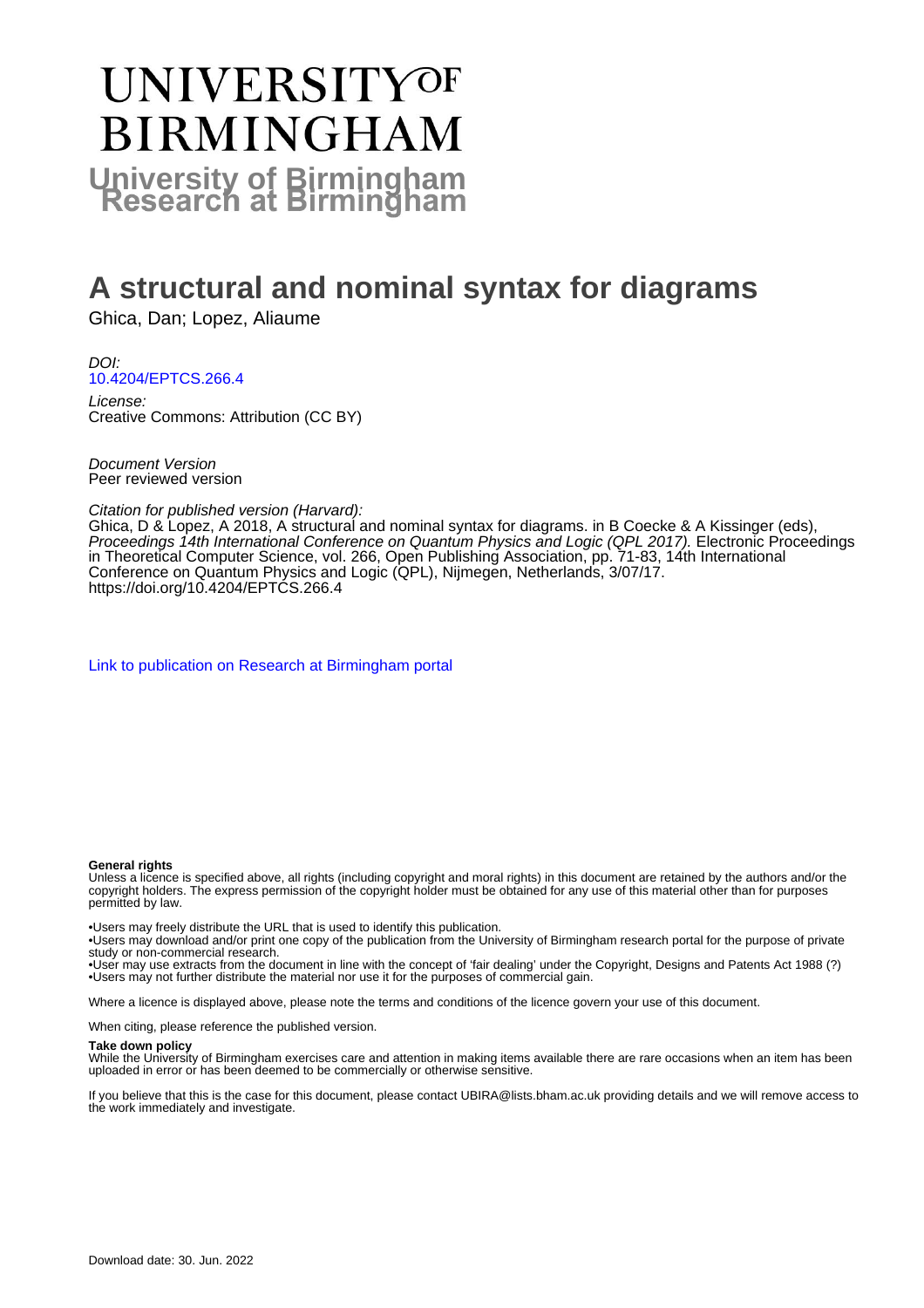# UNIVERSITY OF BIRMINGHAM

**University of Birmingham Research at Birmingham**

# A structural and nominal syntax for diagrams

Ghica, Dan; Lopez, Aliaume

*DOI:*
[10.4204/EPTCS.266.4](https://doi.org/10.4204/EPTCS.266.4)

*License:*
Creative Commons: Attribution (CC BY)

*Document Version*
Peer reviewed version

*Citation for published version (Harvard):*
Ghica, D & Lopez, A 2018, A structural and nominal syntax for diagrams. in B Coecke & A Kissinger (eds), *Proceedings 14th International Conference on Quantum Physics and Logic (QPL 2017).* Electronic Proceedings in Theoretical Computer Science, vol. 266, Open Publishing Association, pp. 71-83, 14th International Conference on Quantum Physics and Logic (QPL), Nijmegen, Netherlands, 3/07/17. https://doi.org/10.4204/EPTCS.266.4

[Link to publication on Research at Birmingham portal](#)

**General rights**
Unless a licence is specified above, all rights (including copyright and moral rights) in this document are retained by the authors and/or the copyright holders. The express permission of the copyright holder must be obtained for any use of this material other than for purposes permitted by law.

•Users may freely distribute the URL that is used to identify this publication.
•Users may download and/or print one copy of the publication from the University of Birmingham research portal for the purpose of private study or non-commercial research.
•User may use extracts from the document in line with the concept of 'fair dealing' under the Copyright, Designs and Patents Act 1988 (?)
•Users may not further distribute the material nor use it for the purposes of commercial gain.

Where a licence is displayed above, please note the terms and conditions of the licence govern your use of this document.

When citing, please reference the published version.

**Take down policy**
While the University of Birmingham exercises care and attention in making items available there are rare occasions when an item has been uploaded in error or has been deemed to be commercially or otherwise sensitive.

If you believe that this is the case for this document, please contact UBIRA@lists.bham.ac.uk providing details and we will remove access to the work immediately and investigate.

Download date: 30. Jun. 2022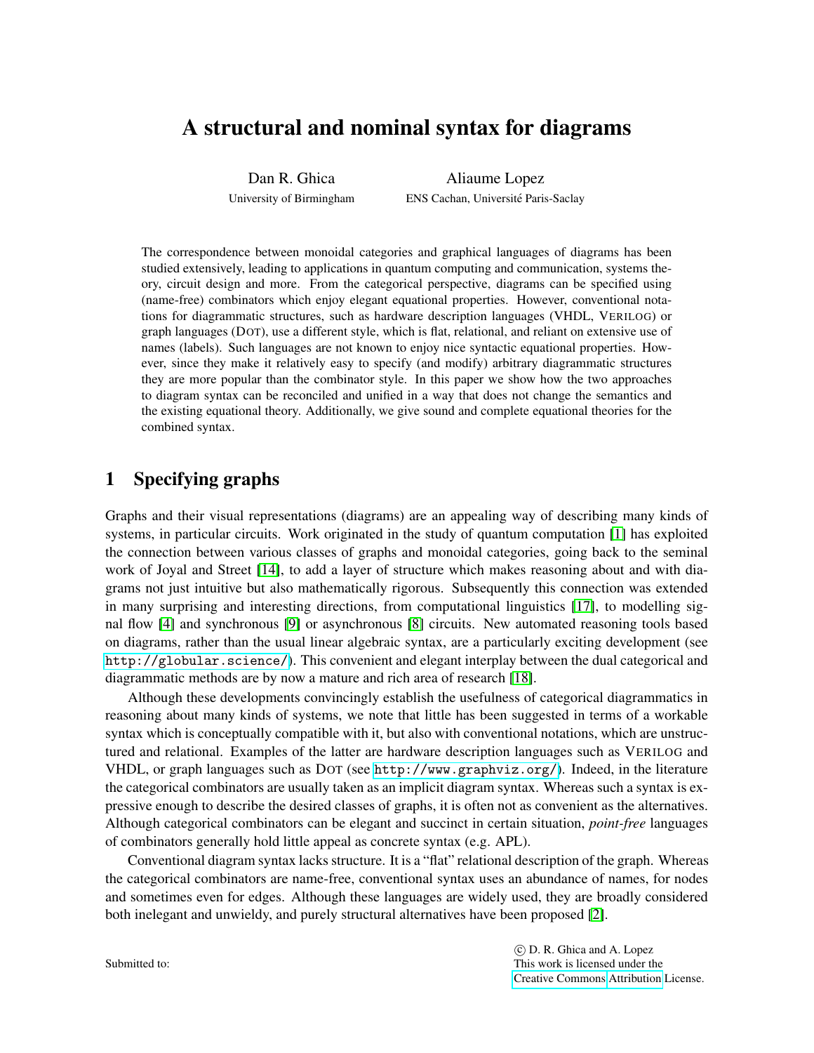# A structural and nominal syntax for diagrams

Dan R. Ghica
University of Birmingham

Aliaume Lopez
ENS Cachan, Université Paris-Saclay

The correspondence between monoidal categories and graphical languages of diagrams has been studied extensively, leading to applications in quantum computing and communication, systems theory, circuit design and more. From the categorical perspective, diagrams can be specified using (name-free) combinators which enjoy elegant equational properties. However, conventional notations for diagrammatic structures, such as hardware description languages (VHDL, VERILOG) or graph languages (DOT), use a different style, which is flat, relational, and reliant on extensive use of names (labels). Such languages are not known to enjoy nice syntactic equational properties. However, since they make it relatively easy to specify (and modify) arbitrary diagrammatic structures they are more popular than the combinator style. In this paper we show how the two approaches to diagram syntax can be reconciled and unified in a way that does not change the semantics and the existing equational theory. Additionally, we give sound and complete equational theories for the combined syntax.

## 1 Specifying graphs

Graphs and their visual representations (diagrams) are an appealing way of describing many kinds of systems, in particular circuits. Work originated in the study of quantum computation [1] has exploited the connection between various classes of graphs and monoidal categories, going back to the seminal work of Joyal and Street [14], to add a layer of structure which makes reasoning about and with diagrams not just intuitive but also mathematically rigorous. Subsequently this connection was extended in many surprising and interesting directions, from computational linguistics [17], to modelling signal flow [4] and synchronous [9] or asynchronous [8] circuits. New automated reasoning tools based on diagrams, rather than the usual linear algebraic syntax, are a particularly exciting development (see http://globular.science/). This convenient and elegant interplay between the dual categorical and diagrammatic methods are by now a mature and rich area of research [18].

Although these developments convincingly establish the usefulness of categorical diagrammatics in reasoning about many kinds of systems, we note that little has been suggested in terms of a workable syntax which is conceptually compatible with it, but also with conventional notations, which are unstructured and relational. Examples of the latter are hardware description languages such as VERILOG and VHDL, or graph languages such as DOT (see http://www.graphviz.org/). Indeed, in the literature the categorical combinators are usually taken as an implicit diagram syntax. Whereas such a syntax is expressive enough to describe the desired classes of graphs, it is often not as convenient as the alternatives. Although categorical combinators can be elegant and succinct in certain situation, *point-free* languages of combinators generally hold little appeal as concrete syntax (e.g. APL).

Conventional diagram syntax lacks structure. It is a "flat" relational description of the graph. Whereas the categorical combinators are name-free, conventional syntax uses an abundance of names, for nodes and sometimes even for edges. Although these languages are widely used, they are broadly considered both inelegant and unwieldy, and purely structural alternatives have been proposed [2].

Submitted to:

© D. R. Ghica and A. Lopez
This work is licensed under the Creative Commons Attribution License.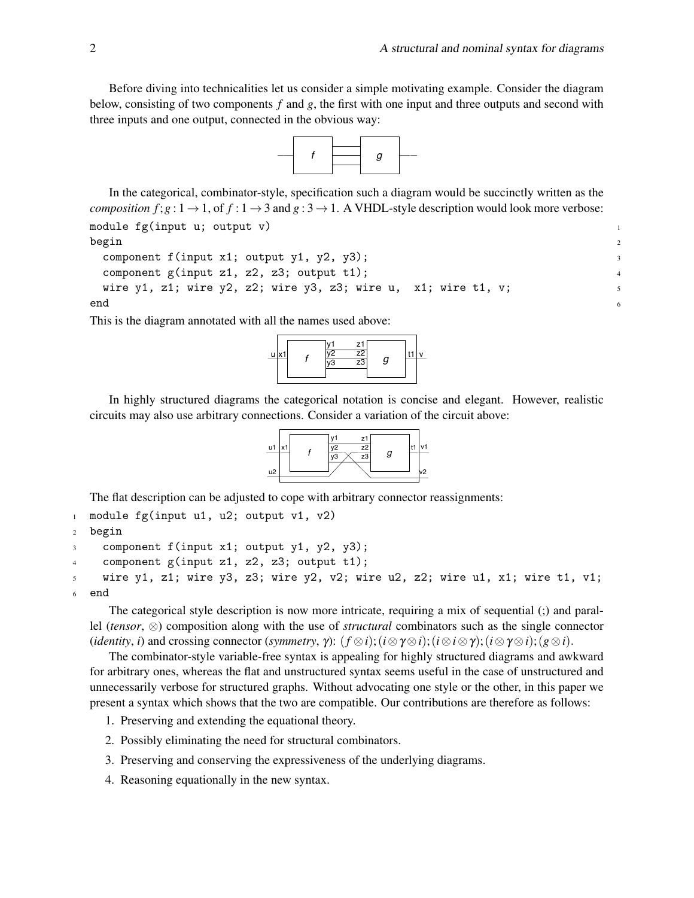Before diving into technicalities let us consider a simple motivating example. Consider the diagram below, consisting of two components $f$ and $g$, the first with one input and three outputs and second with three inputs and one output, connected in the obvious way:

In the categorical, combinator-style, specification such a diagram would be succinctly written as the *composition* $f;g : 1 \to 1$, of $f : 1 \to 3$ and $g : 3 \to 1$. A VHDL-style description would look more verbose:

```
module fg(input u; output v)
begin
  component f(input x1; output y1, y2, y3);
  component g(input z1, z2, z3; output t1);
  wire y1, z1; wire y2, z2; wire y3, z3; wire u,  x1; wire t1, v;
end
```

This is the diagram annotated with all the names used above:

In highly structured diagrams the categorical notation is concise and elegant. However, realistic circuits may also use arbitrary connections. Consider a variation of the circuit above:

The flat description can be adjusted to cope with arbitrary connector reassignments:

```
module fg(input u1, u2; output v1, v2)
begin
  component f(input x1; output y1, y2, y3);
  component g(input z1, z2, z3; output t1);
  wire y1, z1; wire y3, z3; wire y2, v2; wire u2, z2; wire u1, x1; wire t1, v1;
end
```

The categorical style description is now more intricate, requiring a mix of sequential (;) and parallel (*tensor*, $\otimes$) composition along with the use of *structural* combinators such as the single connector (*identity*, $i$) and crossing connector (*symmetry*, $\gamma$): $(f \otimes i);(i \otimes \gamma \otimes i);(i \otimes i \otimes \gamma);(i \otimes \gamma \otimes i);(g \otimes i)$.

The combinator-style variable-free syntax is appealing for highly structured diagrams and awkward for arbitrary ones, whereas the flat and unstructured syntax seems useful in the case of unstructured and unnecessarily verbose for structured graphs. Without advocating one style or the other, in this paper we present a syntax which shows that the two are compatible. Our contributions are therefore as follows:

1. Preserving and extending the equational theory.
2. Possibly eliminating the need for structural combinators.
3. Preserving and conserving the expressiveness of the underlying diagrams.
4. Reasoning equationally in the new syntax.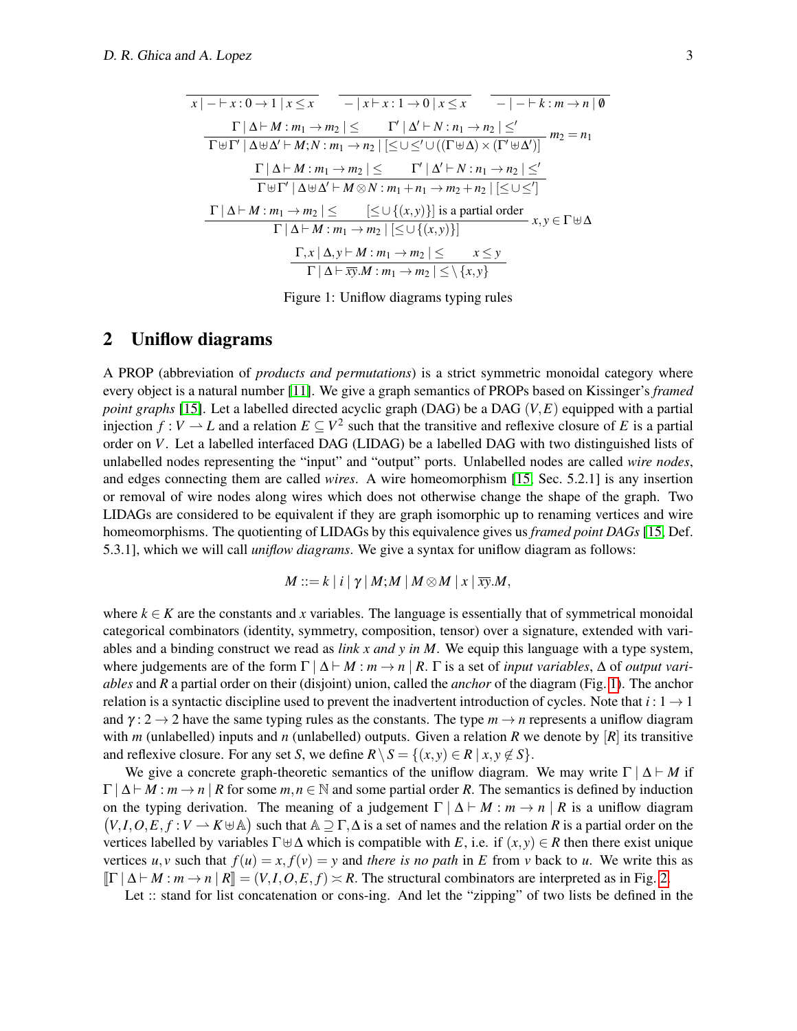$$\frac{}{x \mid - \vdash x : 0 \to 1 \mid x \le x} \qquad \frac{}{- \mid x \vdash x : 1 \to 0 \mid x \le x} \qquad \frac{}{- \mid - \vdash k : m \to n \mid \emptyset}$$

$$\frac{\Gamma \mid \Delta \vdash M : m_1 \to m_2 \mid \le \qquad \Gamma' \mid \Delta' \vdash N : n_1 \to n_2 \mid \le'}{\Gamma \uplus \Gamma' \mid \Delta \uplus \Delta' \vdash M;N : m_1 \to n_2 \mid [\le \cup \le' \cup ((\Gamma \uplus \Delta) \times (\Gamma' \uplus \Delta')]} \; m_2 = n_1$$

$$\frac{\Gamma \mid \Delta \vdash M : m_1 \to m_2 \mid \le \qquad \Gamma' \mid \Delta' \vdash N : n_1 \to n_2 \mid \le'}{\Gamma \uplus \Gamma' \mid \Delta \uplus \Delta' \vdash M \otimes N : m_1 + n_1 \to m_2 + n_2 \mid [\le \cup \le']}$$

$$\frac{\Gamma \mid \Delta \vdash M : m_1 \to m_2 \mid \le \qquad [\le \cup \{(x,y)\}] \text{ is a partial order}}{\Gamma \mid \Delta \vdash M : m_1 \to m_2 \mid [\le \cup \{(x,y)\}]} \; x, y \in \Gamma \uplus \Delta$$

$$\frac{\Gamma, x \mid \Delta, y \vdash M : m_1 \to m_2 \mid \le \qquad x \le y}{\Gamma \mid \Delta \vdash \overline{xy}.M : m_1 \to m_2 \mid \le \setminus \{x,y\}}$$

Figure 1: Uniflow diagrams typing rules

## 2 Uniflow diagrams

A PROP (abbreviation of *products and permutations*) is a strict symmetric monoidal category where every object is a natural number [11]. We give a graph semantics of PROPs based on Kissinger's *framed point graphs* [15]. Let a labelled directed acyclic graph (DAG) be a DAG $(V,E)$ equipped with a partial injection $f : V \rightharpoonup L$ and a relation $E \subseteq V^2$ such that the transitive and reflexive closure of $E$ is a partial order on $V$. Let a labelled interfaced DAG (LIDAG) be a labelled DAG with two distinguished lists of unlabelled nodes representing the "input" and "output" ports. Unlabelled nodes are called *wire nodes*, and edges connecting them are called *wires*. A wire homeomorphism [15, Sec. 5.2.1] is any insertion or removal of wire nodes along wires which does not otherwise change the shape of the graph. Two LIDAGs are considered to be equivalent if they are graph isomorphic up to renaming vertices and wire homeomorphisms. The quotienting of LIDAGs by this equivalence gives us *framed point DAGs* [15, Def. 5.3.1], which we will call *uniflow diagrams*. We give a syntax for uniflow diagram as follows:

$$M ::= k \mid i \mid \gamma \mid M;M \mid M \otimes M \mid x \mid \overline{xy}.M,$$

where $k \in K$ are the constants and $x$ variables. The language is essentially that of symmetrical monoidal categorical combinators (identity, symmetry, composition, tensor) over a signature, extended with variables and a binding construct we read as *link x and y in M*. We equip this language with a type system, where judgements are of the form $\Gamma \mid \Delta \vdash M : m \to n \mid R$. $\Gamma$ is a set of *input variables*, $\Delta$ of *output variables* and $R$ a partial order on their (disjoint) union, called the *anchor* of the diagram (Fig. 1). The anchor relation is a syntactic discipline used to prevent the inadvertent introduction of cycles. Note that $i : 1 \to 1$ and $\gamma : 2 \to 2$ have the same typing rules as the constants. The type $m \to n$ represents a uniflow diagram with $m$ (unlabelled) inputs and $n$ (unlabelled) outputs. Given a relation $R$ we denote by $[R]$ its transitive and reflexive closure. For any set $S$, we define $R \setminus S = \{(x,y) \in R \mid x, y \notin S\}$.

We give a concrete graph-theoretic semantics of the uniflow diagram. We may write $\Gamma \mid \Delta \vdash M$ if $\Gamma \mid \Delta \vdash M : m \to n \mid R$ for some $m, n \in \mathbb{N}$ and some partial order $R$. The semantics is defined by induction on the typing derivation. The meaning of a judgement $\Gamma \mid \Delta \vdash M : m \to n \mid R$ is a uniflow diagram $\big(V, I, O, E, f : V \rightharpoonup K \uplus \mathbb{A}\big)$ such that $\mathbb{A} \supseteq \Gamma, \Delta$ is a set of names and the relation $R$ is a partial order on the vertices labelled by variables $\Gamma \uplus \Delta$ which is compatible with $E$, i.e. if $(x,y) \in R$ then there exist unique vertices $u, v$ such that $f(u) = x, f(v) = y$ and *there is no path* in $E$ from $v$ back to $u$. We write this as $[\![\Gamma \mid \Delta \vdash M : m \to n \mid R]\!] = (V, I, O, E, f) \asymp R$. The structural combinators are interpreted as in Fig. 2.

Let :: stand for list concatenation or cons-ing. And let the "zipping" of two lists be defined in the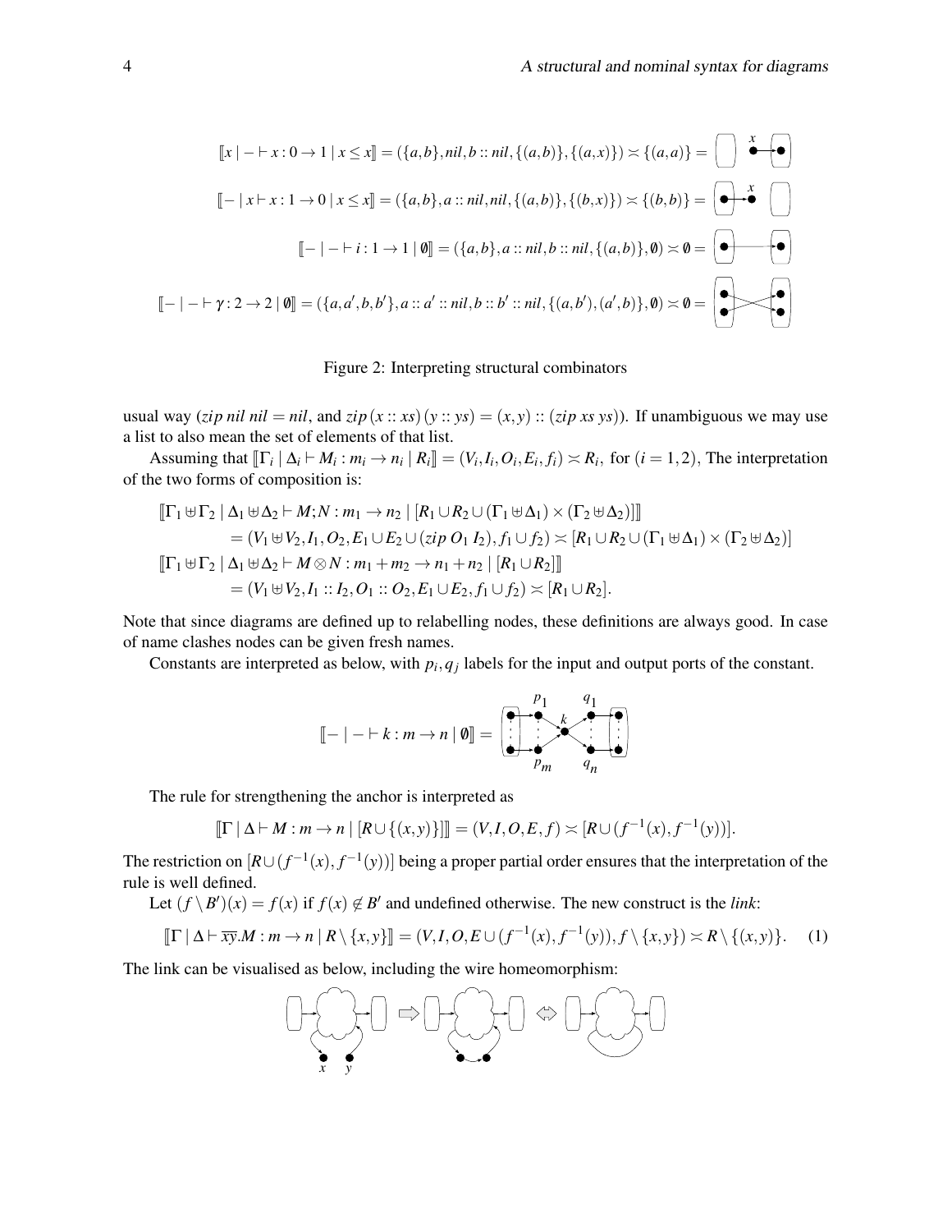$$[\![x \mid - \vdash x : 0 \to 1 \mid x \leq x]\!] = (\{a,b\}, nil, b :: nil, \{(a,b)\}, \{(a,x)\}) \asymp \{(a,a)\} =$$

$$[\![- \mid x \vdash x : 1 \to 0 \mid x \leq x]\!] = (\{a,b\}, a :: nil, nil, \{(a,b)\}, \{(b,x)\}) \asymp \{(b,b)\} =$$

$$[\![- \mid - \vdash i : 1 \to 1 \mid \emptyset]\!] = (\{a,b\}, a :: nil, b :: nil, \{(a,b)\}, \emptyset) \asymp \emptyset =$$

$$[\![- \mid - \vdash \gamma : 2 \to 2 \mid \emptyset]\!] = (\{a,a',b,b'\}, a :: a' :: nil, b :: b' :: nil, \{(a,b'),(a',b)\}, \emptyset) \asymp \emptyset =$$

Figure 2: Interpreting structural combinators

usual way ($zip\ nil\ nil = nil$, and $zip\,(x :: xs)\,(y :: ys) = (x,y) :: (zip\ xs\ ys)$). If unambiguous we may use a list to also mean the set of elements of that list.

Assuming that $[\![\Gamma_i \mid \Delta_i \vdash M_i : m_i \to n_i \mid R_i]\!] = (V_i, I_i, O_i, E_i, f_i) \asymp R_i$, for $(i = 1,2)$, The interpretation of the two forms of composition is:

$$\begin{aligned}
&[\![\Gamma_1 \uplus \Gamma_2 \mid \Delta_1 \uplus \Delta_2 \vdash M;N : m_1 \to n_2 \mid [R_1 \cup R_2 \cup (\Gamma_1 \uplus \Delta_1) \times (\Gamma_2 \uplus \Delta_2)]]\!] \\
&\quad = (V_1 \uplus V_2, I_1, O_2, E_1 \cup E_2 \cup (zip\ O_1\ I_2), f_1 \cup f_2) \asymp [R_1 \cup R_2 \cup (\Gamma_1 \uplus \Delta_1) \times (\Gamma_2 \uplus \Delta_2)] \\
&[\![\Gamma_1 \uplus \Gamma_2 \mid \Delta_1 \uplus \Delta_2 \vdash M \otimes N : m_1 + m_2 \to n_1 + n_2 \mid [R_1 \cup R_2]]\!] \\
&\quad = (V_1 \uplus V_2, I_1 :: I_2, O_1 :: O_2, E_1 \cup E_2, f_1 \cup f_2) \asymp [R_1 \cup R_2].
\end{aligned}$$

Note that since diagrams are defined up to relabelling nodes, these definitions are always good. In case of name clashes nodes can be given fresh names.

Constants are interpreted as below, with $p_i, q_j$ labels for the input and output ports of the constant.

$$[\![- \mid - \vdash k : m \to n \mid \emptyset]\!] =$$

The rule for strengthening the anchor is interpreted as

$$[\![\Gamma \mid \Delta \vdash M : m \to n \mid [R \cup \{(x,y)\}]]\!] = (V, I, O, E, f) \asymp [R \cup (f^{-1}(x), f^{-1}(y))].$$

The restriction on $[R \cup (f^{-1}(x), f^{-1}(y))]$ being a proper partial order ensures that the interpretation of the rule is well defined.

Let $(f \setminus B')(x) = f(x)$ if $f(x) \notin B'$ and undefined otherwise. The new construct is the *link*:

$$[\![\Gamma \mid \Delta \vdash \overline{xy}.M : m \to n \mid R \setminus \{x,y\}]\!] = (V, I, O, E \cup (f^{-1}(x), f^{-1}(y)), f \setminus \{x,y\} \asymp R \setminus \{(x,y)\}. \quad (1)$$

The link can be visualised as below, including the wire homeomorphism: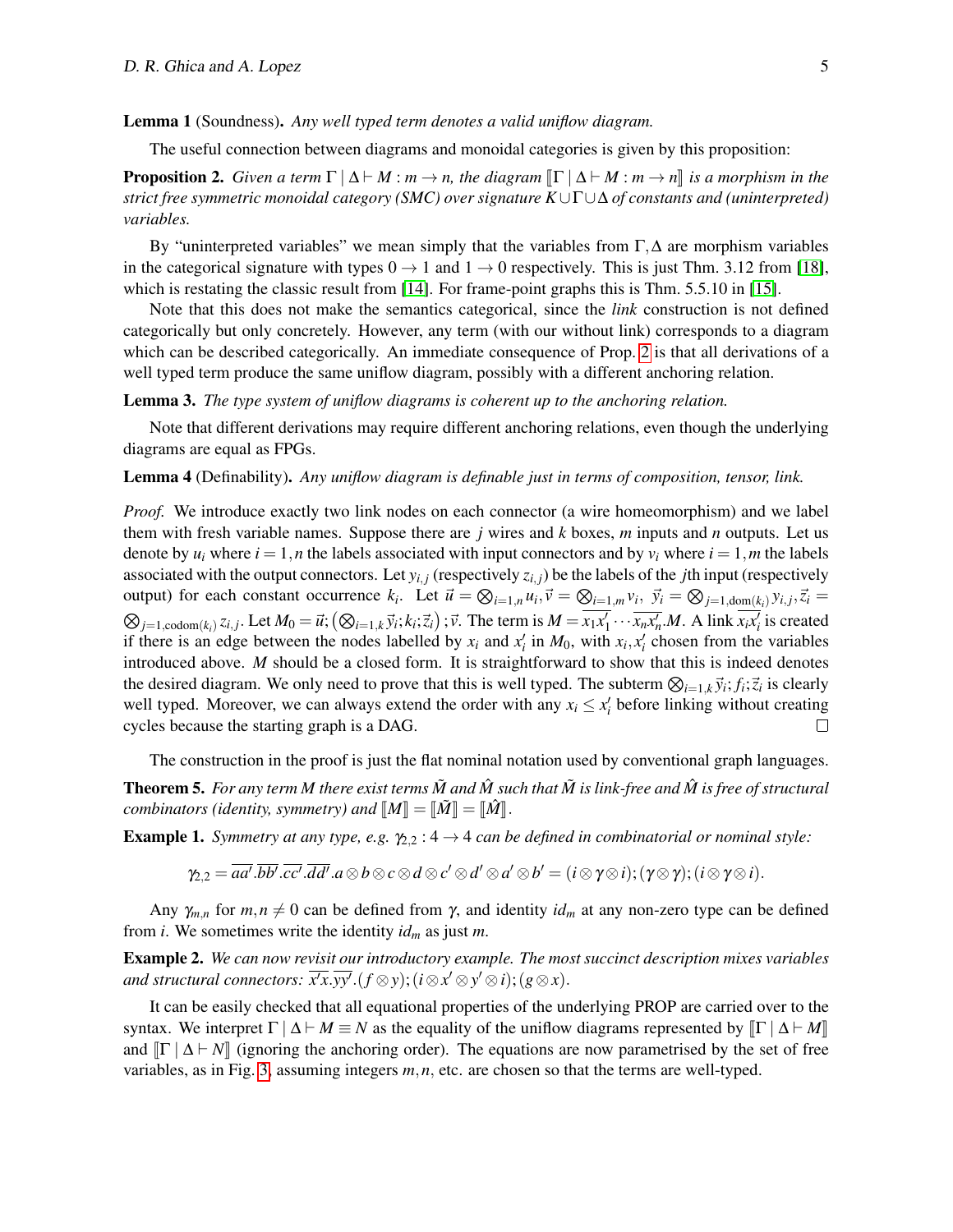**Lemma 1** (Soundness). *Any well typed term denotes a valid uniflow diagram.*

The useful connection between diagrams and monoidal categories is given by this proposition:

**Proposition 2.** *Given a term $\Gamma \mid \Delta \vdash M : m \to n$, the diagram $[\![\Gamma \mid \Delta \vdash M : m \to n]\!]$ is a morphism in the strict free symmetric monoidal category (SMC) over signature $K \cup \Gamma \cup \Delta$ of constants and (uninterpreted) variables.*

By "uninterpreted variables" we mean simply that the variables from $\Gamma, \Delta$ are morphism variables in the categorical signature with types $0 \to 1$ and $1 \to 0$ respectively. This is just Thm. 3.12 from [18], which is restating the classic result from [14]. For frame-point graphs this is Thm. 5.5.10 in [15].

Note that this does not make the semantics categorical, since the *link* construction is not defined categorically but only concretely. However, any term (with our without link) corresponds to a diagram which can be described categorically. An immediate consequence of Prop. 2 is that all derivations of a well typed term produce the same uniflow diagram, possibly with a different anchoring relation.

**Lemma 3.** *The type system of uniflow diagrams is coherent up to the anchoring relation.*

Note that different derivations may require different anchoring relations, even though the underlying diagrams are equal as FPGs.

**Lemma 4** (Definability). *Any uniflow diagram is definable just in terms of composition, tensor, link.*

*Proof.* We introduce exactly two link nodes on each connector (a wire homeomorphism) and we label them with fresh variable names. Suppose there are $j$ wires and $k$ boxes, $m$ inputs and $n$ outputs. Let us denote by $u_i$ where $i = 1,n$ the labels associated with input connectors and by $v_i$ where $i = 1,m$ the labels associated with the output connectors. Let $y_{i,j}$ (respectively $z_{i,j}$) be the labels of the $j$th input (respectively output) for each constant occurrence $k_i$. Let $\vec{u} = \bigotimes_{i=1,n} u_i, \vec{v} = \bigotimes_{i=1,m} v_i$, $\vec{y_i} = \bigotimes_{j=1,\mathrm{dom}(k_i)} y_{i,j}, \vec{z_i} = \bigotimes_{j=1,\mathrm{codom}(k_i)} z_{i,j}$. Let $M_0 = \vec{u}; \left(\bigotimes_{i=1,k} \vec{y_i}; k_i; \vec{z_i}\right); \vec{v}$. The term is $M = \overline{x_1 x_1'} \cdots \overline{x_n x_n'}.M$. A link $\overline{x_i x_i'}$ is created if there is an edge between the nodes labelled by $x_i$ and $x_i'$ in $M_0$, with $x_i, x_i'$ chosen from the variables introduced above. $M$ should be a closed form. It is straightforward to show that this is indeed denotes the desired diagram. We only need to prove that this is well typed. The subterm $\bigotimes_{i=1,k} \vec{y_i}; f_i; \vec{z_i}$ is clearly well typed. Moreover, we can always extend the order with any $x_i \leq x_i'$ before linking without creating cycles because the starting graph is a DAG. □

The construction in the proof is just the flat nominal notation used by conventional graph languages.

**Theorem 5.** *For any term $M$ there exist terms $\tilde{M}$ and $\hat{M}$ such that $\tilde{M}$ is link-free and $\hat{M}$ is free of structural combinators (identity, symmetry) and $[\![M]\!] = [\![\tilde{M}]\!] = [\![\hat{M}]\!]$.*

**Example 1.** *Symmetry at any type, e.g. $\gamma_{2,2} : 4 \to 4$ can be defined in combinatorial or nominal style:*

$$\gamma_{2,2} = \overline{aa'}.\overline{bb'}.\overline{cc'}.\overline{dd'}.a \otimes b \otimes c \otimes d \otimes c' \otimes d' \otimes a' \otimes b' = (i \otimes \gamma \otimes i); (\gamma \otimes \gamma); (i \otimes \gamma \otimes i).$$

Any $\gamma_{m,n}$ for $m, n \neq 0$ can be defined from $\gamma$, and identity $id_m$ at any non-zero type can be defined from $i$. We sometimes write the identity $id_m$ as just $m$.

**Example 2.** *We can now revisit our introductory example. The most succinct description mixes variables and structural connectors: $\overline{x'x}.\overline{yy'}.(f \otimes y); (i \otimes x' \otimes y' \otimes i); (g \otimes x)$.*

It can be easily checked that all equational properties of the underlying PROP are carried over to the syntax. We interpret $\Gamma \mid \Delta \vdash M \equiv N$ as the equality of the uniflow diagrams represented by $[\![\Gamma \mid \Delta \vdash M]\!]$ and $[\![\Gamma \mid \Delta \vdash N]\!]$ (ignoring the anchoring order). The equations are now parametrised by the set of free variables, as in Fig. 3, assuming integers $m, n$, etc. are chosen so that the terms are well-typed.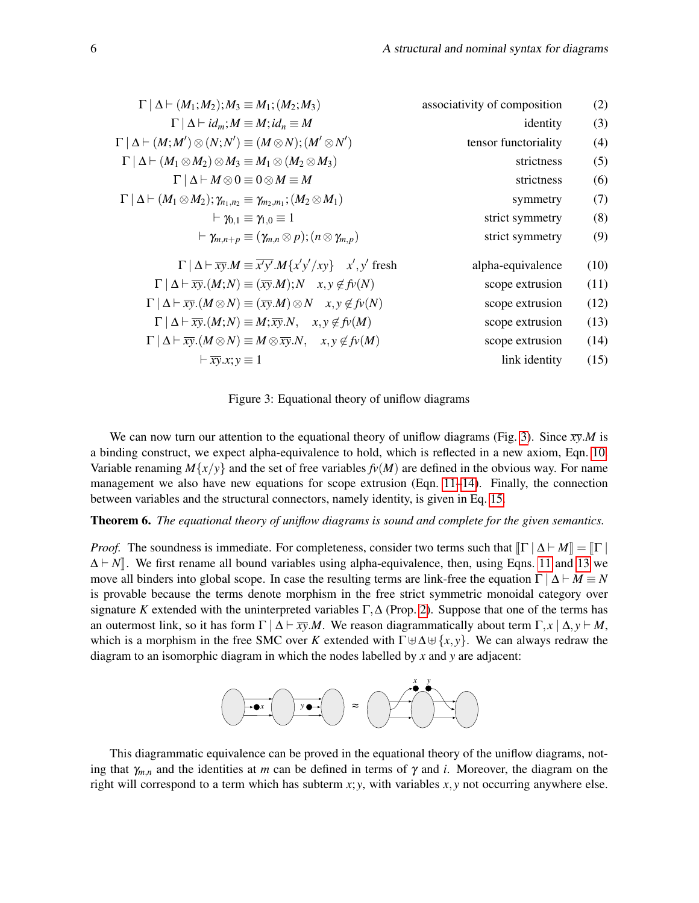$$\Gamma \mid \Delta \vdash (M_1;M_2);M_3 \equiv M_1;(M_2;M_3) \qquad \text{associativity of composition} \qquad (2)$$

$$\Gamma \mid \Delta \vdash id_m;M \equiv M;id_n \equiv M \qquad \text{identity} \qquad (3)$$

$$\Gamma \mid \Delta \vdash (M;M') \otimes (N;N') \equiv (M \otimes N);(M' \otimes N') \qquad \text{tensor functoriality} \qquad (4)$$

$$\Gamma \mid \Delta \vdash (M_1 \otimes M_2) \otimes M_3 \equiv M_1 \otimes (M_2 \otimes M_3) \qquad \text{strictness} \qquad (5)$$

$$\Gamma \mid \Delta \vdash M \otimes 0 \equiv 0 \otimes M \equiv M \qquad \text{strictness} \qquad (6)$$

$$\Gamma \mid \Delta \vdash (M_1 \otimes M_2);\gamma_{n_1,n_2} \equiv \gamma_{m_2,m_1};(M_2 \otimes M_1) \qquad \text{symmetry} \qquad (7)$$

$$\vdash \gamma_{0,1} \equiv \gamma_{1,0} \equiv 1 \qquad \text{strict symmetry} \qquad (8)$$

$$\vdash \gamma_{m,n+p} \equiv (\gamma_{m,n} \otimes p);(n \otimes \gamma_{m,p}) \qquad \text{strict symmetry} \qquad (9)$$

$$\Gamma \mid \Delta \vdash \overline{xy}.M \equiv \overline{x'y'}.M\{x'y'/xy\} \quad x',y' \text{ fresh} \qquad \text{alpha-equivalence} \qquad (10)$$

$$\Gamma \mid \Delta \vdash \overline{xy}.(M;N) \equiv (\overline{xy}.M);N \quad x,y \notin fv(N) \qquad \text{scope extrusion} \qquad (11)$$

$$\Gamma \mid \Delta \vdash \overline{xy}.(M \otimes N) \equiv (\overline{xy}.M) \otimes N \quad x,y \notin fv(N) \qquad \text{scope extrusion} \qquad (12)$$

$$\Gamma \mid \Delta \vdash \overline{xy}.(M;N) \equiv M;\overline{xy}.N, \quad x,y \notin fv(M) \qquad \text{scope extrusion} \qquad (13)$$

$$\Gamma \mid \Delta \vdash \overline{xy}.(M \otimes N) \equiv M \otimes \overline{xy}.N, \quad x,y \notin fv(M) \qquad \text{scope extrusion} \qquad (14)$$

$$\vdash \overline{xy}.x;y \equiv 1 \qquad \text{link identity} \qquad (15)$$

Figure 3: Equational theory of uniflow diagrams

We can now turn our attention to the equational theory of uniflow diagrams (Fig. 3). Since $\overline{xy}.M$ is a binding construct, we expect alpha-equivalence to hold, which is reflected in a new axiom, Eqn. 10. Variable renaming $M\{x/y\}$ and the set of free variables $fv(M)$ are defined in the obvious way. For name management we also have new equations for scope extrusion (Eqn. 11–14). Finally, the connection between variables and the structural connectors, namely identity, is given in Eq. 15.

**Theorem 6.** *The equational theory of uniflow diagrams is sound and complete for the given semantics.*

*Proof.* The soundness is immediate. For completeness, consider two terms such that $[\![\Gamma \mid \Delta \vdash M]\!] = [\![\Gamma \mid \Delta \vdash N]\!]$. We first rename all bound variables using alpha-equivalence, then, using Eqns. 11 and 13 we move all binders into global scope. In case the resulting terms are link-free the equation $\Gamma \mid \Delta \vdash M \equiv N$ is provable because the terms denote morphism in the free strict symmetric monoidal category over signature $K$ extended with the uninterpreted variables $\Gamma, \Delta$ (Prop. 2). Suppose that one of the terms has an outermost link, so it has form $\Gamma \mid \Delta \vdash \overline{xy}.M$. We reason diagrammatically about term $\Gamma, x \mid \Delta, y \vdash M$, which is a morphism in the free SMC over $K$ extended with $\Gamma \uplus \Delta \uplus \{x,y\}$. We can always redraw the diagram to an isomorphic diagram in which the nodes labelled by $x$ and $y$ are adjacent:

This diagrammatic equivalence can be proved in the equational theory of the uniflow diagrams, noting that $\gamma_{m,n}$ and the identities at $m$ can be defined in terms of $\gamma$ and $i$. Moreover, the diagram on the right will correspond to a term which has subterm $x;y$, with variables $x,y$ not occurring anywhere else.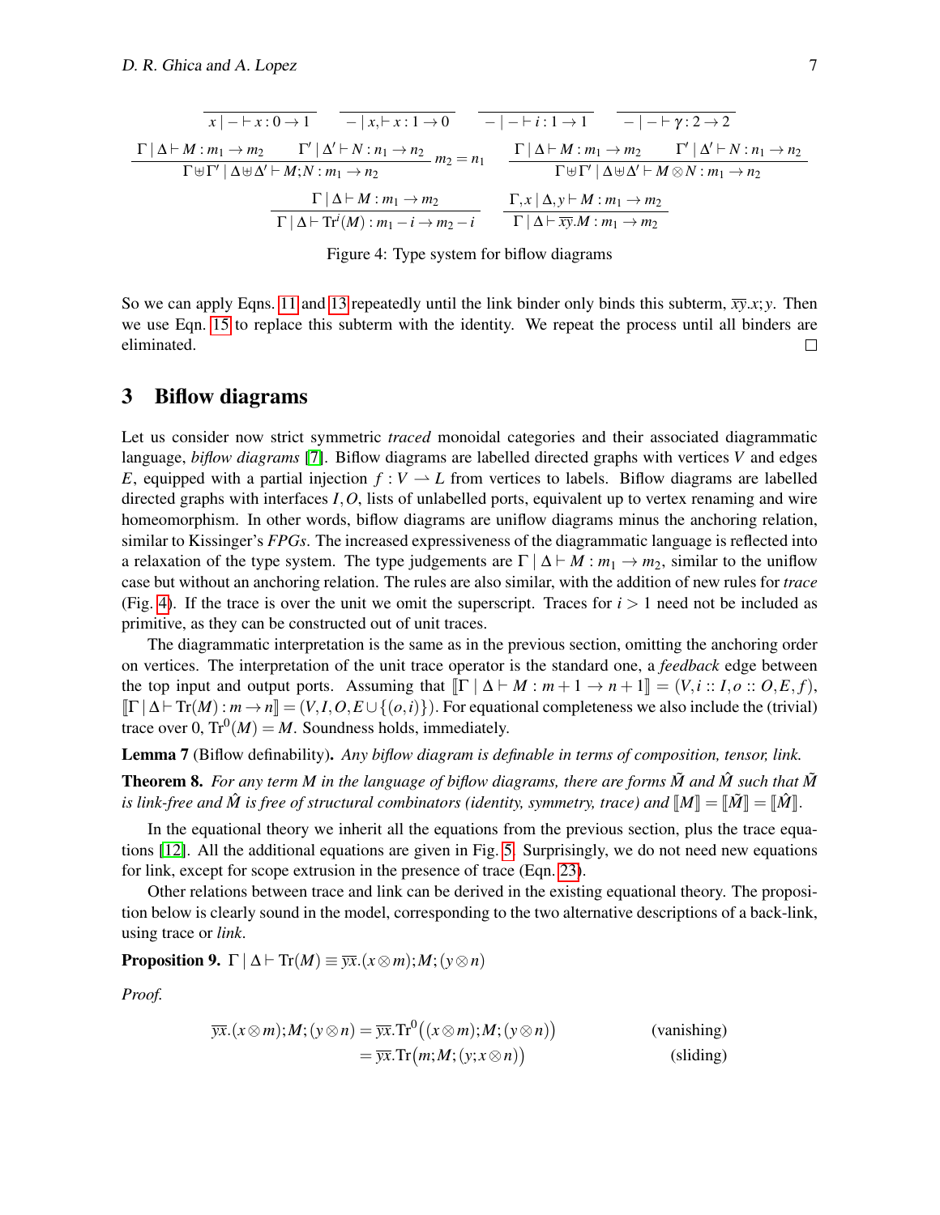$$\frac{}{x \mid - \vdash x : 0 \to 1} \qquad \frac{}{- \mid x, \vdash x : 1 \to 0} \qquad \frac{}{- \mid - \vdash i : 1 \to 1} \qquad \frac{}{- \mid - \vdash \gamma : 2 \to 2}$$

$$\frac{\Gamma \mid \Delta \vdash M : m_1 \to m_2 \qquad \Gamma' \mid \Delta' \vdash N : n_1 \to n_2}{\Gamma \uplus \Gamma' \mid \Delta \uplus \Delta' \vdash M;N : m_1 \to n_2}\, m_2 = n_1 \qquad \frac{\Gamma \mid \Delta \vdash M : m_1 \to m_2 \qquad \Gamma' \mid \Delta' \vdash N : n_1 \to n_2}{\Gamma \uplus \Gamma' \mid \Delta \uplus \Delta' \vdash M \otimes N : m_1 \to n_2}$$

$$\frac{\Gamma \mid \Delta \vdash M : m_1 \to m_2}{\Gamma \mid \Delta \vdash \mathrm{Tr}^i(M) : m_1 - i \to m_2 - i} \qquad \frac{\Gamma, x \mid \Delta, y \vdash M : m_1 \to m_2}{\Gamma \mid \Delta \vdash \overline{xy}.M : m_1 \to m_2}$$

Figure 4: Type system for biflow diagrams

So we can apply Eqns. 11 and 13 repeatedly until the link binder only binds this subterm, $\overline{xy}.x;y$. Then we use Eqn. 15 to replace this subterm with the identity. We repeat the process until all binders are eliminated. □

## 3 Biflow diagrams

Let us consider now strict symmetric *traced* monoidal categories and their associated diagrammatic language, *biflow diagrams* [7]. Biflow diagrams are labelled directed graphs with vertices $V$ and edges $E$, equipped with a partial injection $f : V \rightharpoonup L$ from vertices to labels. Biflow diagrams are labelled directed graphs with interfaces $I, O$, lists of unlabelled ports, equivalent up to vertex renaming and wire homeomorphism. In other words, biflow diagrams are uniflow diagrams minus the anchoring relation, similar to Kissinger's *FPGs*. The increased expressiveness of the diagrammatic language is reflected into a relaxation of the type system. The type judgements are $\Gamma \mid \Delta \vdash M : m_1 \to m_2$, similar to the uniflow case but without an anchoring relation. The rules are also similar, with the addition of new rules for *trace* (Fig. 4). If the trace is over the unit we omit the superscript. Traces for $i > 1$ need not be included as primitive, as they can be constructed out of unit traces.

The diagrammatic interpretation is the same as in the previous section, omitting the anchoring order on vertices. The interpretation of the unit trace operator is the standard one, a *feedback* edge between the top input and output ports. Assuming that $[\![\Gamma \mid \Delta \vdash M : m+1 \to n+1]\!] = (V, i :: I, o :: O, E, f)$, $[\![\Gamma \mid \Delta \vdash \mathrm{Tr}(M) : m \to n]\!] = (V, I, O, E \cup \{(o,i)\})$. For equational completeness we also include the (trivial) trace over 0, $\mathrm{Tr}^0(M) = M$. Soundness holds, immediately.

**Lemma 7** (Biflow definability). *Any biflow diagram is definable in terms of composition, tensor, link.*

**Theorem 8.** *For any term $M$ in the language of biflow diagrams, there are forms $\tilde{M}$ and $\hat{M}$ such that $\tilde{M}$ is link-free and $\hat{M}$ is free of structural combinators (identity, symmetry, trace) and $[\![M]\!] = [\![\tilde{M}]\!] = [\![\hat{M}]\!]$.*

In the equational theory we inherit all the equations from the previous section, plus the trace equations [12]. All the additional equations are given in Fig. 5. Surprisingly, we do not need new equations for link, except for scope extrusion in the presence of trace (Eqn. 23).

Other relations between trace and link can be derived in the existing equational theory. The proposition below is clearly sound in the model, corresponding to the two alternative descriptions of a back-link, using trace or *link*.

**Proposition 9.** $\Gamma \mid \Delta \vdash \mathrm{Tr}(M) \equiv \overline{yx}.(x \otimes m); M; (y \otimes n)$

*Proof.*

$$\begin{aligned}
\overline{yx}.(x \otimes m); M; (y \otimes n) &= \overline{yx}.\mathrm{Tr}^0\big((x \otimes m); M; (y \otimes n)\big) && \text{(vanishing)} \\
&= \overline{yx}.\mathrm{Tr}\big(m; M; (y; x \otimes n)\big) && \text{(sliding)}
\end{aligned}$$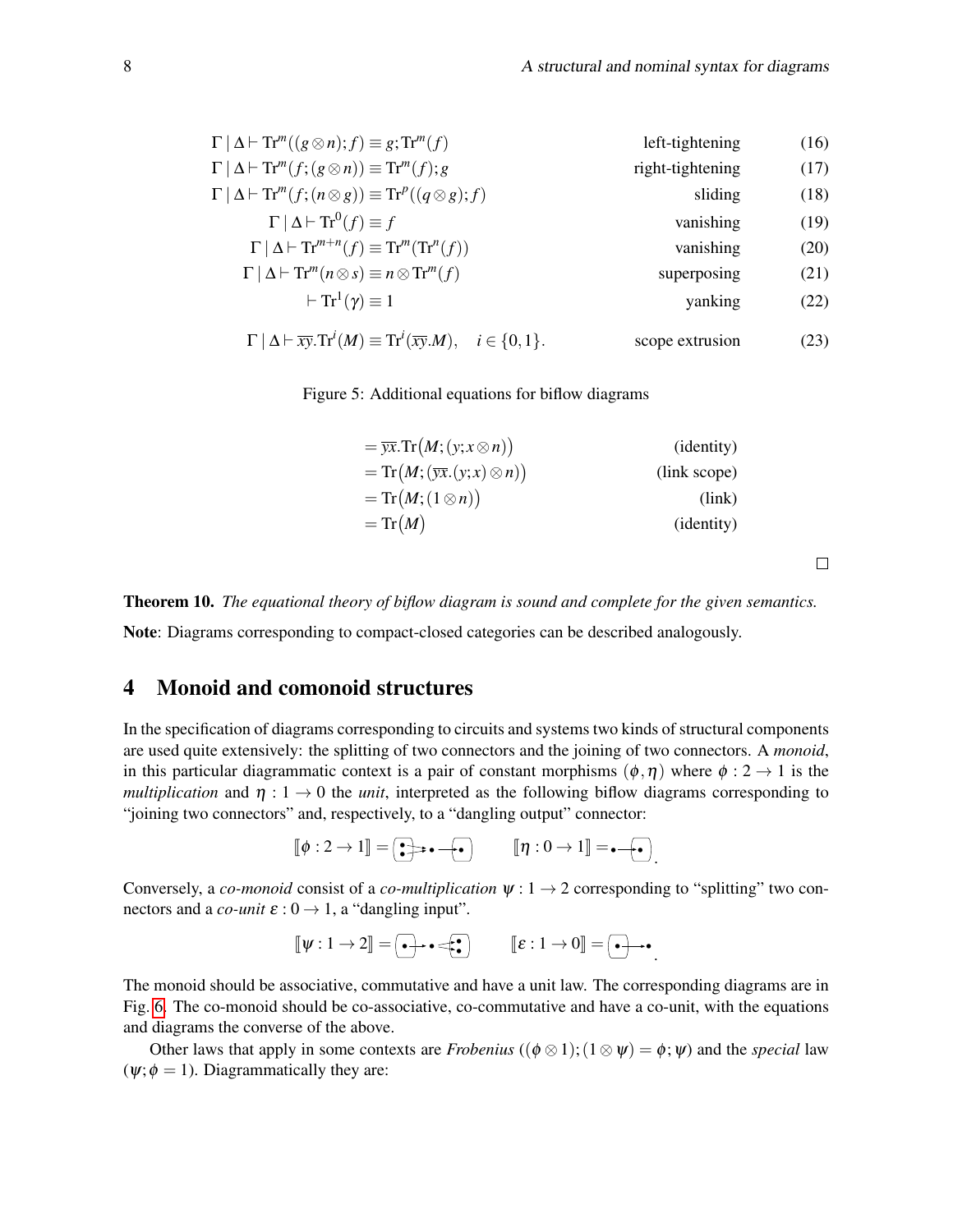$$\Gamma \mid \Delta \vdash \mathrm{Tr}^m((g \otimes n); f) \equiv g; \mathrm{Tr}^m(f) \qquad \text{left-tightening} \qquad (16)$$

$$\Gamma \mid \Delta \vdash \mathrm{Tr}^m(f; (g \otimes n)) \equiv \mathrm{Tr}^m(f); g \qquad \text{right-tightening} \qquad (17)$$

$$\Gamma \mid \Delta \vdash \mathrm{Tr}^m(f; (n \otimes g)) \equiv \mathrm{Tr}^p((q \otimes g); f) \qquad \text{sliding} \qquad (18)$$

$$\Gamma \mid \Delta \vdash \mathrm{Tr}^0(f) \equiv f \qquad \text{vanishing} \qquad (19)$$

$$\Gamma \mid \Delta \vdash \mathrm{Tr}^{m+n}(f) \equiv \mathrm{Tr}^m(\mathrm{Tr}^n(f)) \qquad \text{vanishing} \qquad (20)$$

$$\Gamma \mid \Delta \vdash \mathrm{Tr}^m(n \otimes s) \equiv n \otimes \mathrm{Tr}^m(f) \qquad \text{superposing} \qquad (21)$$

$$\vdash \mathrm{Tr}^1(\gamma) \equiv 1 \qquad \text{yanking} \qquad (22)$$

$$\Gamma \mid \Delta \vdash \overline{xy}.\mathrm{Tr}^i(M) \equiv \mathrm{Tr}^i(\overline{xy}.M), \quad i \in \{0,1\}. \qquad \text{scope extrusion} \qquad (23)$$

Figure 5: Additional equations for biflow diagrams

$$
\begin{aligned}
&= \overline{yx}.\mathrm{Tr}\big(M; (y; x \otimes n)\big) && \text{(identity)}\\
&= \mathrm{Tr}\big(M; (\overline{yx}.(y; x) \otimes n)\big) && \text{(link scope)}\\
&= \mathrm{Tr}\big(M; (1 \otimes n)\big) && \text{(link)}\\
&= \mathrm{Tr}\big(M\big) && \text{(identity)}
\end{aligned}
$$

□

**Theorem 10.** *The equational theory of biflow diagram is sound and complete for the given semantics.*

**Note**: Diagrams corresponding to compact-closed categories can be described analogously.

## 4 Monoid and comonoid structures

In the specification of diagrams corresponding to circuits and systems two kinds of structural components are used quite extensively: the splitting of two connectors and the joining of two connectors. A *monoid*, in this particular diagrammatic context is a pair of constant morphisms $(\phi, \eta)$ where $\phi : 2 \to 1$ is the *multiplication* and $\eta : 1 \to 0$ the *unit*, interpreted as the following biflow diagrams corresponding to "joining two connectors" and, respectively, to a "dangling output" connector:

$$[\![\phi : 2 \to 1]\!] = \qquad [\![\eta : 0 \to 1]\!] =$$

Conversely, a *co-monoid* consist of a *co-multiplication* $\psi : 1 \to 2$ corresponding to "splitting" two connectors and a *co-unit* $\varepsilon : 0 \to 1$, a "dangling input".

$$[\![\psi : 1 \to 2]\!] = \qquad [\![\varepsilon : 1 \to 0]\!] =$$

The monoid should be associative, commutative and have a unit law. The corresponding diagrams are in Fig. 6. The co-monoid should be co-associative, co-commutative and have a co-unit, with the equations and diagrams the converse of the above.

Other laws that apply in some contexts are *Frobenius* ($(\phi \otimes 1); (1 \otimes \psi) = \phi; \psi$) and the *special* law ($\psi; \phi = 1$). Diagrammatically they are: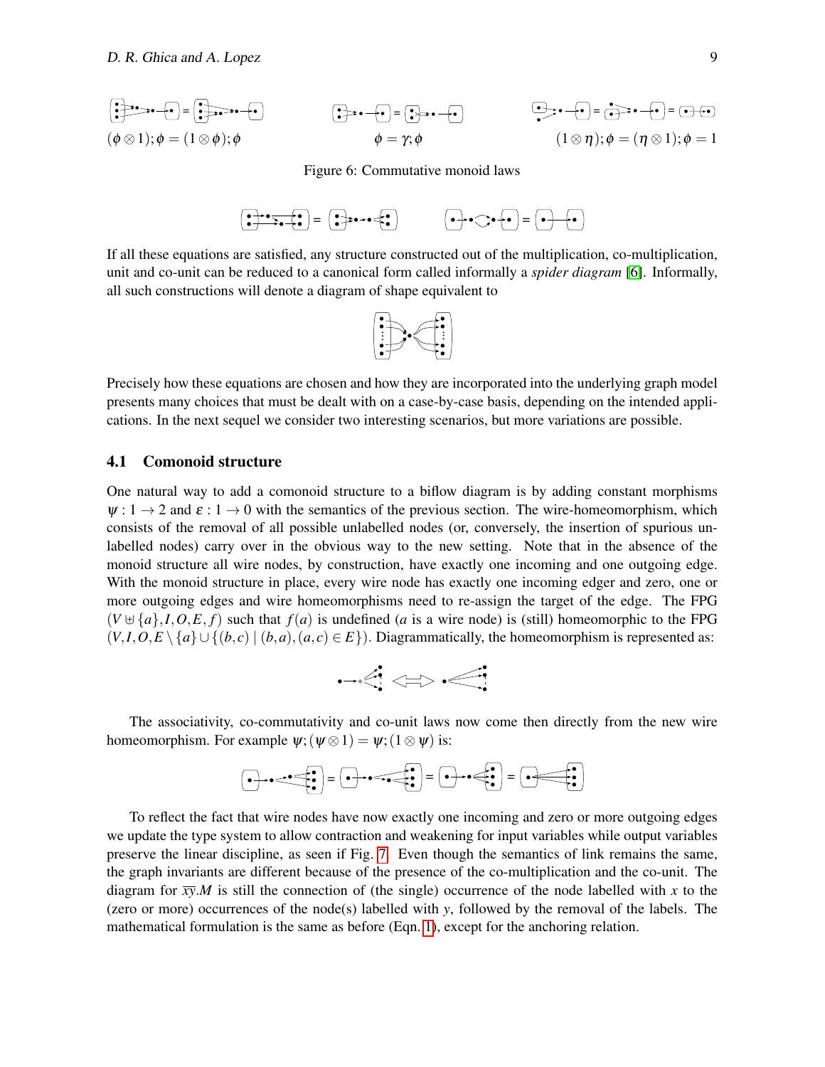$(\phi \otimes 1); \phi = (1 \otimes \phi); \phi$ $\qquad$ $\phi = \gamma; \phi$ $\qquad$ $(1 \otimes \eta); \phi = (\eta \otimes 1); \phi = 1$

Figure 6: Commutative monoid laws

If all these equations are satisfied, any structure constructed out of the multiplication, co-multiplication, unit and co-unit can be reduced to a canonical form called informally a *spider diagram* [6]. Informally, all such constructions will denote a diagram of shape equivalent to

Precisely how these equations are chosen and how they are incorporated into the underlying graph model presents many choices that must be dealt with on a case-by-case basis, depending on the intended applications. In the next sequel we consider two interesting scenarios, but more variations are possible.

## 4.1 Comonoid structure

One natural way to add a comonoid structure to a biflow diagram is by adding constant morphisms $\psi : 1 \to 2$ and $\varepsilon : 1 \to 0$ with the semantics of the previous section. The wire-homeomorphism, which consists of the removal of all possible unlabelled nodes (or, conversely, the insertion of spurious unlabelled nodes) carry over in the obvious way to the new setting. Note that in the absence of the monoid structure all wire nodes, by construction, have exactly one incoming and one outgoing edge. With the monoid structure in place, every wire node has exactly one incoming edger and zero, one or more outgoing edges and wire homeomorphisms need to re-assign the target of the edge. The FPG $(V \uplus \{a\}, I, O, E, f)$ such that $f(a)$ is undefined ($a$ is a wire node) is (still) homeomorphic to the FPG $(V, I, O, E \setminus \{a\} \cup \{(b,c) \mid (b,a),(a,c) \in E\})$. Diagrammatically, the homeomorphism is represented as:

The associativity, co-commutativity and co-unit laws now come then directly from the new wire homeomorphism. For example $\psi; (\psi \otimes 1) = \psi; (1 \otimes \psi)$ is:

To reflect the fact that wire nodes have now exactly one incoming and zero or more outgoing edges we update the type system to allow contraction and weakening for input variables while output variables preserve the linear discipline, as seen if Fig. 7. Even though the semantics of link remains the same, the graph invariants are different because of the presence of the co-multiplication and the co-unit. The diagram for $\overline{xy}.M$ is still the connection of (the single) occurrence of the node labelled with $x$ to the (zero or more) occurrences of the node(s) labelled with $y$, followed by the removal of the labels. The mathematical formulation is the same as before (Eqn. 1), except for the anchoring relation.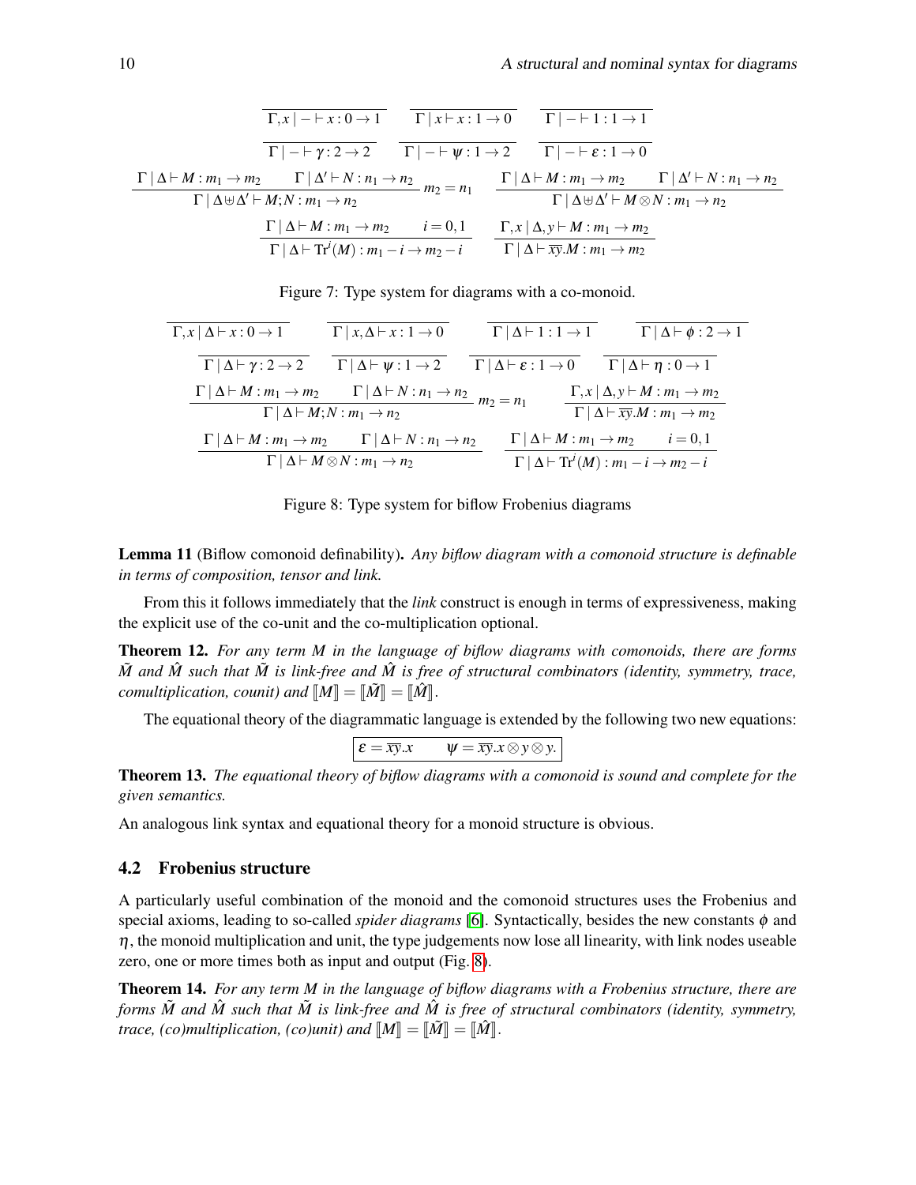$$\frac{}{\Gamma, x \mid - \vdash x : 0 \to 1} \qquad \frac{}{\Gamma \mid x \vdash x : 1 \to 0} \qquad \frac{}{\Gamma \mid - \vdash 1 : 1 \to 1}$$

$$\frac{}{\Gamma \mid - \vdash \gamma : 2 \to 2} \qquad \frac{}{\Gamma \mid - \vdash \psi : 1 \to 2} \qquad \frac{}{\Gamma \mid - \vdash \varepsilon : 1 \to 0}$$

$$\frac{\Gamma \mid \Delta \vdash M : m_1 \to m_2 \qquad \Gamma \mid \Delta' \vdash N : n_1 \to n_2}{\Gamma \mid \Delta \uplus \Delta' \vdash M;N : m_1 \to n_2}\, m_2 = n_1 \qquad \frac{\Gamma \mid \Delta \vdash M : m_1 \to m_2 \qquad \Gamma \mid \Delta' \vdash N : n_1 \to n_2}{\Gamma \mid \Delta \uplus \Delta' \vdash M \otimes N : m_1 \to n_2}$$

$$\frac{\Gamma \mid \Delta \vdash M : m_1 \to m_2 \qquad i = 0,1}{\Gamma \mid \Delta \vdash \mathrm{Tr}^i(M) : m_1 - i \to m_2 - i} \qquad \frac{\Gamma, x \mid \Delta, y \vdash M : m_1 \to m_2}{\Gamma \mid \Delta \vdash \overline{xy}.M : m_1 \to m_2}$$

Figure 7: Type system for diagrams with a co-monoid.

$$\frac{}{\Gamma, x \mid \Delta \vdash x : 0 \to 1} \qquad \frac{}{\Gamma \mid x, \Delta \vdash x : 1 \to 0} \qquad \frac{}{\Gamma \mid \Delta \vdash 1 : 1 \to 1} \qquad \frac{}{\Gamma \mid \Delta \vdash \phi : 2 \to 1}$$

$$\frac{}{\Gamma \mid \Delta \vdash \gamma : 2 \to 2} \qquad \frac{}{\Gamma \mid \Delta \vdash \psi : 1 \to 2} \qquad \frac{}{\Gamma \mid \Delta \vdash \varepsilon : 1 \to 0} \qquad \frac{}{\Gamma \mid \Delta \vdash \eta : 0 \to 1}$$

$$\frac{\Gamma \mid \Delta \vdash M : m_1 \to m_2 \qquad \Gamma \mid \Delta \vdash N : n_1 \to n_2}{\Gamma \mid \Delta \vdash M;N : m_1 \to n_2}\, m_2 = n_1 \qquad \frac{\Gamma, x \mid \Delta, y \vdash M : m_1 \to m_2}{\Gamma \mid \Delta \vdash \overline{xy}.M : m_1 \to m_2}$$

$$\frac{\Gamma \mid \Delta \vdash M : m_1 \to m_2 \qquad \Gamma \mid \Delta \vdash N : n_1 \to n_2}{\Gamma \mid \Delta \vdash M \otimes N : m_1 \to n_2} \qquad \frac{\Gamma \mid \Delta \vdash M : m_1 \to m_2 \qquad i = 0,1}{\Gamma \mid \Delta \vdash \mathrm{Tr}^i(M) : m_1 - i \to m_2 - i}$$

Figure 8: Type system for biflow Frobenius diagrams

**Lemma 11** (Biflow comonoid definability)**.** *Any biflow diagram with a comonoid structure is definable in terms of composition, tensor and link.*

From this it follows immediately that the *link* construct is enough in terms of expressiveness, making the explicit use of the co-unit and the co-multiplication optional.

**Theorem 12.** *For any term $M$ in the language of biflow diagrams with comonoids, there are forms $\tilde{M}$ and $\hat{M}$ such that $\tilde{M}$ is link-free and $\hat{M}$ is free of structural combinators (identity, symmetry, trace, comultiplication, counit) and $[\![M]\!] = [\![\tilde{M}]\!] = [\![\hat{M}]\!]$.*

The equational theory of the diagrammatic language is extended by the following two new equations:

$$\boxed{\varepsilon = \overline{xy}.x \qquad \psi = \overline{xy}.x \otimes y \otimes y.}$$

**Theorem 13.** *The equational theory of biflow diagrams with a comonoid is sound and complete for the given semantics.*

An analogous link syntax and equational theory for a monoid structure is obvious.

### 4.2 Frobenius structure

A particularly useful combination of the monoid and the comonoid structures uses the Frobenius and special axioms, leading to so-called *spider diagrams* [6]. Syntactically, besides the new constants $\phi$ and $\eta$, the monoid multiplication and unit, the type judgements now lose all linearity, with link nodes useable zero, one or more times both as input and output (Fig. 8).

**Theorem 14.** *For any term $M$ in the language of biflow diagrams with a Frobenius structure, there are forms $\tilde{M}$ and $\hat{M}$ such that $\tilde{M}$ is link-free and $\hat{M}$ is free of structural combinators (identity, symmetry, trace, (co)multiplication, (co)unit) and $[\![M]\!] = [\![\tilde{M}]\!] = [\![\hat{M}]\!]$.*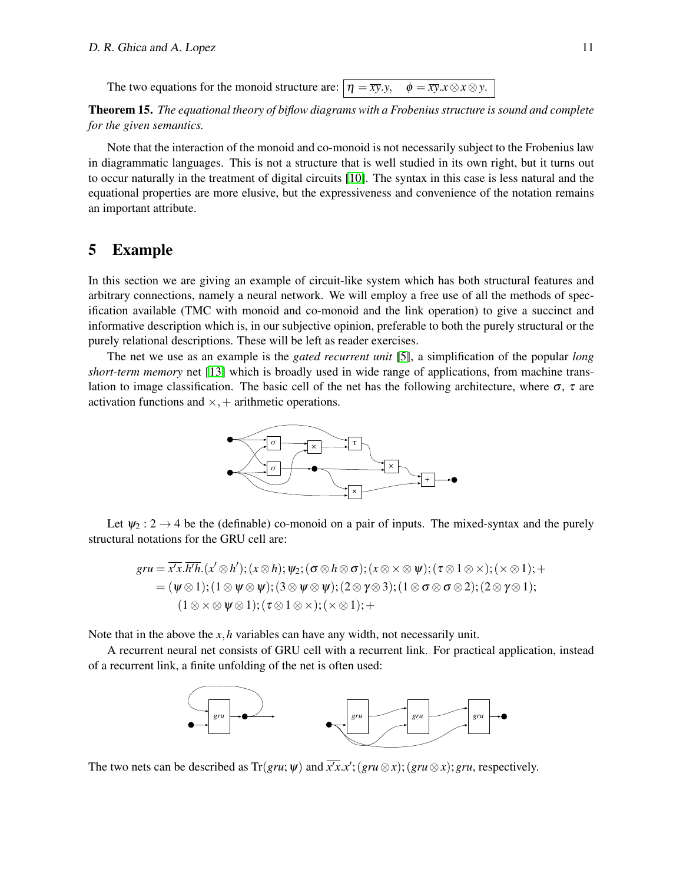The two equations for the monoid structure are: $\eta = \overline{xy}.y, \quad \phi = \overline{xy}.x \otimes x \otimes y.$

**Theorem 15.** *The equational theory of biflow diagrams with a Frobenius structure is sound and complete for the given semantics.*

Note that the interaction of the monoid and co-monoid is not necessarily subject to the Frobenius law in diagrammatic languages. This is not a structure that is well studied in its own right, but it turns out to occur naturally in the treatment of digital circuits [10]. The syntax in this case is less natural and the equational properties are more elusive, but the expressiveness and convenience of the notation remains an important attribute.

## 5 Example

In this section we are giving an example of circuit-like system which has both structural features and arbitrary connections, namely a neural network. We will employ a free use of all the methods of specification available (TMC with monoid and co-monoid and the link operation) to give a succinct and informative description which is, in our subjective opinion, preferable to both the purely structural or the purely relational descriptions. These will be left as reader exercises.

The net we use as an example is the *gated recurrent unit* [5], a simplification of the popular *long short-term memory* net [13] which is broadly used in wide range of applications, from machine translation to image classification. The basic cell of the net has the following architecture, where $\sigma$, $\tau$ are activation functions and $\times, +$ arithmetic operations.

Let $\psi_2 : 2 \to 4$ be the (definable) co-monoid on a pair of inputs. The mixed-syntax and the purely structural notations for the GRU cell are:

$$\begin{aligned} gru &= \overline{x'x}.\overline{h'h}.(x' \otimes h'); (x \otimes h); \psi_2; (\sigma \otimes h \otimes \sigma); (x \otimes \times \otimes \psi); (\tau \otimes 1 \otimes \times); (\times \otimes 1); + \\ &= (\psi \otimes 1); (1 \otimes \psi \otimes \psi); (3 \otimes \psi \otimes \psi); (2 \otimes \gamma \otimes 3); (1 \otimes \sigma \otimes \sigma \otimes 2); (2 \otimes \gamma \otimes 1); \\ &\quad (1 \otimes \times \otimes \psi \otimes 1); (\tau \otimes 1 \otimes \times); (\times \otimes 1); + \end{aligned}$$

Note that in the above the $x, h$ variables can have any width, not necessarily unit.

A recurrent neural net consists of GRU cell with a recurrent link. For practical application, instead of a recurrent link, a finite unfolding of the net is often used:

The two nets can be described as $\mathrm{Tr}(gru; \psi)$ and $\overline{x'x}.x'; (gru \otimes x); (gru \otimes x); gru$, respectively.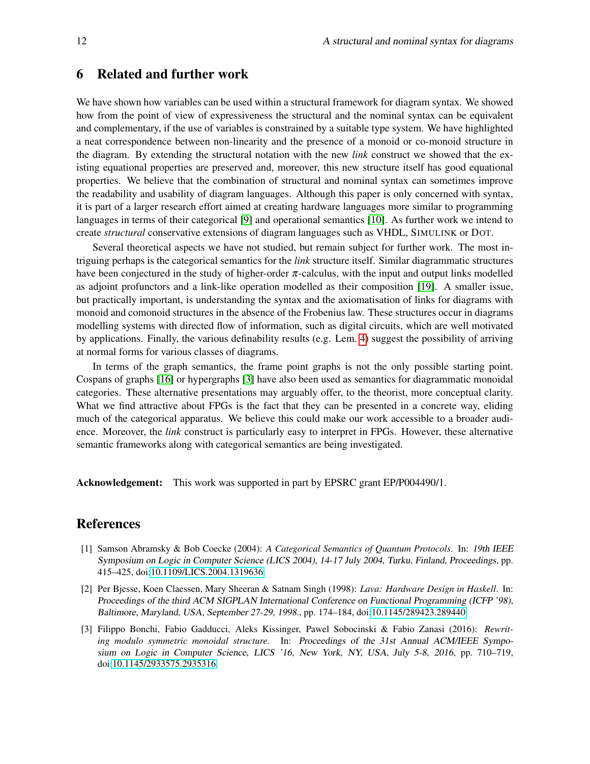## 6 Related and further work

We have shown how variables can be used within a structural framework for diagram syntax. We showed how from the point of view of expressiveness the structural and the nominal syntax can be equivalent and complementary, if the use of variables is constrained by a suitable type system. We have highlighted a neat correspondence between non-linearity and the presence of a monoid or co-monoid structure in the diagram. By extending the structural notation with the new *link* construct we showed that the existing equational properties are preserved and, moreover, this new structure itself has good equational properties. We believe that the combination of structural and nominal syntax can sometimes improve the readability and usability of diagram languages. Although this paper is only concerned with syntax, it is part of a larger research effort aimed at creating hardware languages more similar to programming languages in terms of their categorical [9] and operational semantics [10]. As further work we intend to create *structural* conservative extensions of diagram languages such as VHDL, SIMULINK or DOT.

Several theoretical aspects we have not studied, but remain subject for further work. The most intriguing perhaps is the categorical semantics for the *link* structure itself. Similar diagrammatic structures have been conjectured in the study of higher-order $\pi$-calculus, with the input and output links modelled as adjoint profunctors and a link-like operation modelled as their composition [19]. A smaller issue, but practically important, is understanding the syntax and the axiomatisation of links for diagrams with monoid and comonoid structures in the absence of the Frobenius law. These structures occur in diagrams modelling systems with directed flow of information, such as digital circuits, which are well motivated by applications. Finally, the various definability results (e.g. Lem. 4) suggest the possibility of arriving at normal forms for various classes of diagrams.

In terms of the graph semantics, the frame point graphs is not the only possible starting point. Cospans of graphs [16] or hypergraphs [3] have also been used as semantics for diagrammatic monoidal categories. These alternative presentations may arguably offer, to the theorist, more conceptual clarity. What we find attractive about FPGs is the fact that they can be presented in a concrete way, eliding much of the categorical apparatus. We believe this could make our work accessible to a broader audience. Moreover, the *link* construct is particularly easy to interpret in FPGs. However, these alternative semantic frameworks along with categorical semantics are being investigated.

**Acknowledgement:** This work was supported in part by EPSRC grant EP/P004490/1.

## References

[1] Samson Abramsky & Bob Coecke (2004): *A Categorical Semantics of Quantum Protocols*. In: 19th IEEE Symposium on Logic in Computer Science (LICS 2004), 14-17 July 2004, Turku, Finland, Proceedings, pp. 415–425, doi:10.1109/LICS.2004.1319636.

[2] Per Bjesse, Koen Claessen, Mary Sheeran & Satnam Singh (1998): *Lava: Hardware Design in Haskell*. In: Proceedings of the third ACM SIGPLAN International Conference on Functional Programming (ICFP '98), Baltimore, Maryland, USA, September 27-29, 1998., pp. 174–184, doi:10.1145/289423.289440.

[3] Filippo Bonchi, Fabio Gadducci, Aleks Kissinger, Pawel Sobocinski & Fabio Zanasi (2016): *Rewriting modulo symmetric monoidal structure*. In: Proceedings of the 31st Annual ACM/IEEE Symposium on Logic in Computer Science, LICS '16, New York, NY, USA, July 5-8, 2016, pp. 710–719, doi:10.1145/2933575.2935316.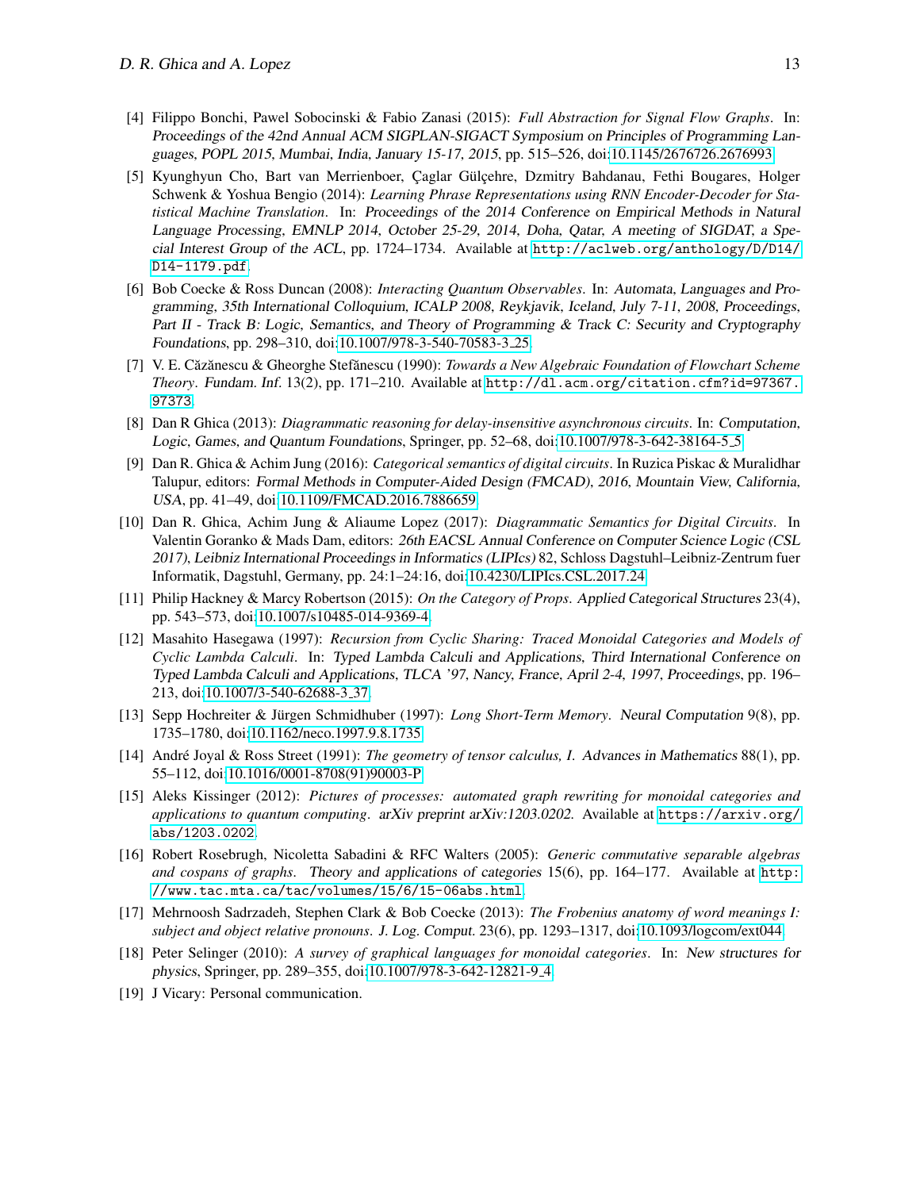[4] Filippo Bonchi, Pawel Sobocinski & Fabio Zanasi (2015): *Full Abstraction for Signal Flow Graphs*. In: Proceedings of the 42nd Annual ACM SIGPLAN-SIGACT Symposium on Principles of Programming Languages, POPL 2015, Mumbai, India, January 15-17, 2015, pp. 515–526, doi:10.1145/2676726.2676993.

[5] Kyunghyun Cho, Bart van Merrienboer, Çaglar Gülçehre, Dzmitry Bahdanau, Fethi Bougares, Holger Schwenk & Yoshua Bengio (2014): *Learning Phrase Representations using RNN Encoder-Decoder for Statistical Machine Translation*. In: Proceedings of the 2014 Conference on Empirical Methods in Natural Language Processing, EMNLP 2014, October 25-29, 2014, Doha, Qatar, A meeting of SIGDAT, a Special Interest Group of the ACL, pp. 1724–1734. Available at `http://aclweb.org/anthology/D/D14/D14-1179.pdf`.

[6] Bob Coecke & Ross Duncan (2008): *Interacting Quantum Observables*. In: Automata, Languages and Programming, 35th International Colloquium, ICALP 2008, Reykjavik, Iceland, July 7-11, 2008, Proceedings, Part II - Track B: Logic, Semantics, and Theory of Programming & Track C: Security and Cryptography Foundations, pp. 298–310, doi:10.1007/978-3-540-70583-3_25.

[7] V. E. Căzănescu & Gheorghe Stefănescu (1990): *Towards a New Algebraic Foundation of Flowchart Scheme Theory*. Fundam. Inf. 13(2), pp. 171–210. Available at `http://dl.acm.org/citation.cfm?id=97367.97373`.

[8] Dan R Ghica (2013): *Diagrammatic reasoning for delay-insensitive asynchronous circuits*. In: Computation, Logic, Games, and Quantum Foundations, Springer, pp. 52–68, doi:10.1007/978-3-642-38164-5_5.

[9] Dan R. Ghica & Achim Jung (2016): *Categorical semantics of digital circuits*. In Ruzica Piskac & Muralidhar Talupur, editors: Formal Methods in Computer-Aided Design (FMCAD), 2016, Mountain View, California, USA, pp. 41–49, doi:10.1109/FMCAD.2016.7886659.

[10] Dan R. Ghica, Achim Jung & Aliaume Lopez (2017): *Diagrammatic Semantics for Digital Circuits*. In Valentin Goranko & Mads Dam, editors: 26th EACSL Annual Conference on Computer Science Logic (CSL 2017), Leibniz International Proceedings in Informatics (LIPIcs) 82, Schloss Dagstuhl–Leibniz-Zentrum fuer Informatik, Dagstuhl, Germany, pp. 24:1–24:16, doi:10.4230/LIPIcs.CSL.2017.24.

[11] Philip Hackney & Marcy Robertson (2015): *On the Category of Props*. Applied Categorical Structures 23(4), pp. 543–573, doi:10.1007/s10485-014-9369-4.

[12] Masahito Hasegawa (1997): *Recursion from Cyclic Sharing: Traced Monoidal Categories and Models of Cyclic Lambda Calculi*. In: Typed Lambda Calculi and Applications, Third International Conference on Typed Lambda Calculi and Applications, TLCA '97, Nancy, France, April 2-4, 1997, Proceedings, pp. 196–213, doi:10.1007/3-540-62688-3_37.

[13] Sepp Hochreiter & Jürgen Schmidhuber (1997): *Long Short-Term Memory*. Neural Computation 9(8), pp. 1735–1780, doi:10.1162/neco.1997.9.8.1735.

[14] André Joyal & Ross Street (1991): *The geometry of tensor calculus, I*. Advances in Mathematics 88(1), pp. 55–112, doi:10.1016/0001-8708(91)90003-P.

[15] Aleks Kissinger (2012): *Pictures of processes: automated graph rewriting for monoidal categories and applications to quantum computing*. arXiv preprint arXiv:1203.0202. Available at `https://arxiv.org/abs/1203.0202`.

[16] Robert Rosebrugh, Nicoletta Sabadini & RFC Walters (2005): *Generic commutative separable algebras and cospans of graphs*. Theory and applications of categories 15(6), pp. 164–177. Available at `http://www.tac.mta.ca/tac/volumes/15/6/15-06abs.html`.

[17] Mehrnoosh Sadrzadeh, Stephen Clark & Bob Coecke (2013): *The Frobenius anatomy of word meanings I: subject and object relative pronouns*. J. Log. Comput. 23(6), pp. 1293–1317, doi:10.1093/logcom/ext044.

[18] Peter Selinger (2010): *A survey of graphical languages for monoidal categories*. In: New structures for physics, Springer, pp. 289–355, doi:10.1007/978-3-642-12821-9_4.

[19] J Vicary: Personal communication.